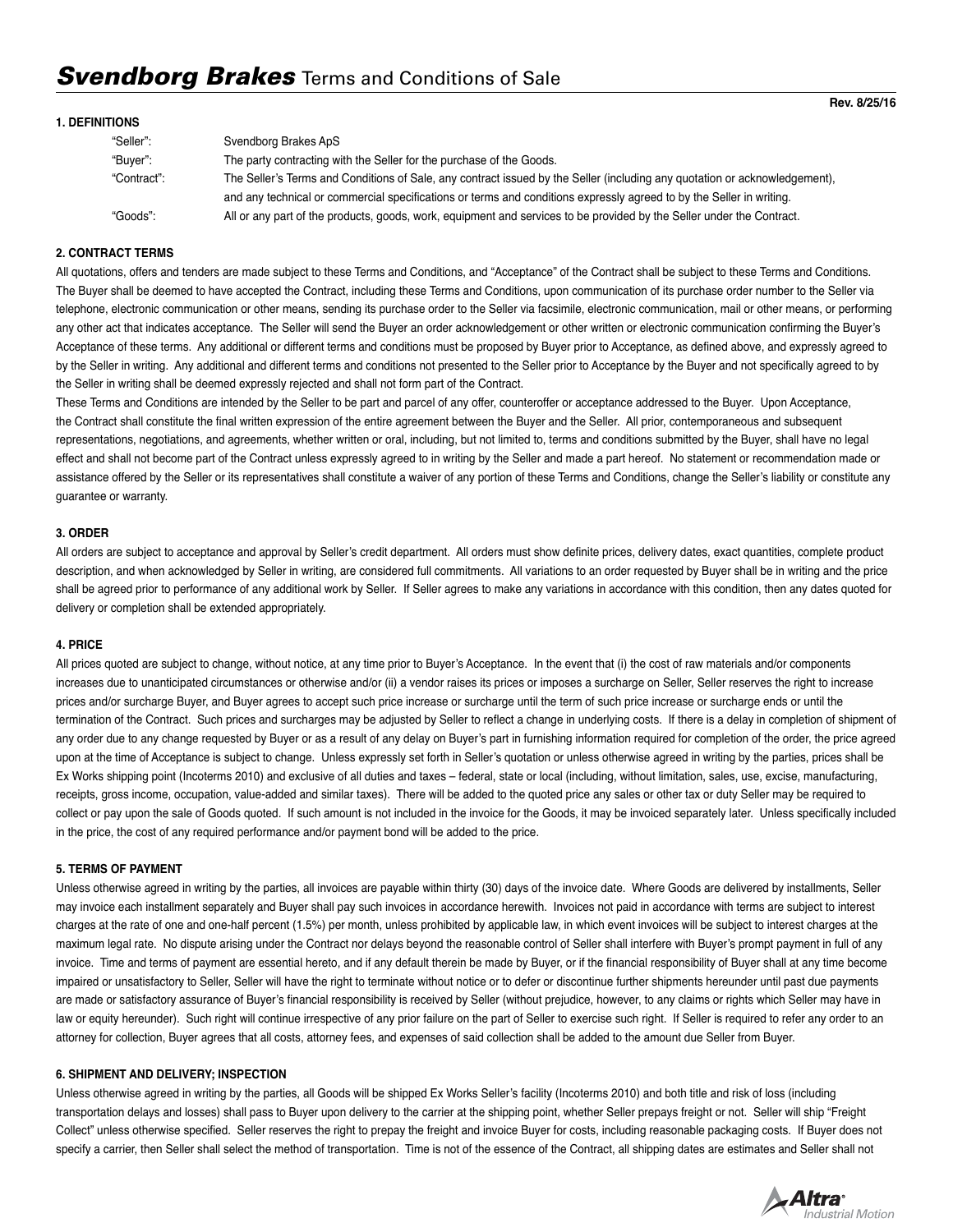# *Svendborg Brakes* Terms and Conditions of Sale

**Rev. 8/25/16**

**1. DEFINITIONS**

| | |
|---|---|
| "Seller": | Svendborg Brakes ApS |
| "Buyer": | The party contracting with the Seller for the purchase of the Goods. |
| "Contract": | The Seller's Terms and Conditions of Sale, any contract issued by the Seller (including any quotation or acknowledgement), and any technical or commercial specifications or terms and conditions expressly agreed to by the Seller in writing. |
| "Goods": | All or any part of the products, goods, work, equipment and services to be provided by the Seller under the Contract. |

**2. CONTRACT TERMS**

All quotations, offers and tenders are made subject to these Terms and Conditions, and "Acceptance" of the Contract shall be subject to these Terms and Conditions. The Buyer shall be deemed to have accepted the Contract, including these Terms and Conditions, upon communication of its purchase order number to the Seller via telephone, electronic communication or other means, sending its purchase order to the Seller via facsimile, electronic communication, mail or other means, or performing any other act that indicates acceptance. The Seller will send the Buyer an order acknowledgement or other written or electronic communication confirming the Buyer's Acceptance of these terms. Any additional or different terms and conditions must be proposed by Buyer prior to Acceptance, as defined above, and expressly agreed to by the Seller in writing. Any additional and different terms and conditions not presented to the Seller prior to Acceptance by the Buyer and not specifically agreed to by the Seller in writing shall be deemed expressly rejected and shall not form part of the Contract.

These Terms and Conditions are intended by the Seller to be part and parcel of any offer, counteroffer or acceptance addressed to the Buyer. Upon Acceptance, the Contract shall constitute the final written expression of the entire agreement between the Buyer and the Seller. All prior, contemporaneous and subsequent representations, negotiations, and agreements, whether written or oral, including, but not limited to, terms and conditions submitted by the Buyer, shall have no legal effect and shall not become part of the Contract unless expressly agreed to in writing by the Seller and made a part hereof. No statement or recommendation made or assistance offered by the Seller or its representatives shall constitute a waiver of any portion of these Terms and Conditions, change the Seller's liability or constitute any guarantee or warranty.

**3. ORDER**

All orders are subject to acceptance and approval by Seller's credit department. All orders must show definite prices, delivery dates, exact quantities, complete product description, and when acknowledged by Seller in writing, are considered full commitments. All variations to an order requested by Buyer shall be in writing and the price shall be agreed prior to performance of any additional work by Seller. If Seller agrees to make any variations in accordance with this condition, then any dates quoted for delivery or completion shall be extended appropriately.

**4. PRICE**

All prices quoted are subject to change, without notice, at any time prior to Buyer's Acceptance. In the event that (i) the cost of raw materials and/or components increases due to unanticipated circumstances or otherwise and/or (ii) a vendor raises its prices or imposes a surcharge on Seller, Seller reserves the right to increase prices and/or surcharge Buyer, and Buyer agrees to accept such price increase or surcharge until the term of such price increase or surcharge ends or until the termination of the Contract. Such prices and surcharges may be adjusted by Seller to reflect a change in underlying costs. If there is a delay in completion of shipment of any order due to any change requested by Buyer or as a result of any delay on Buyer's part in furnishing information required for completion of the order, the price agreed upon at the time of Acceptance is subject to change. Unless expressly set forth in Seller's quotation or unless otherwise agreed in writing by the parties, prices shall be Ex Works shipping point (Incoterms 2010) and exclusive of all duties and taxes – federal, state or local (including, without limitation, sales, use, excise, manufacturing, receipts, gross income, occupation, value-added and similar taxes). There will be added to the quoted price any sales or other tax or duty Seller may be required to collect or pay upon the sale of Goods quoted. If such amount is not included in the invoice for the Goods, it may be invoiced separately later. Unless specifically included in the price, the cost of any required performance and/or payment bond will be added to the price.

**5. TERMS OF PAYMENT**

Unless otherwise agreed in writing by the parties, all invoices are payable within thirty (30) days of the invoice date. Where Goods are delivered by installments, Seller may invoice each installment separately and Buyer shall pay such invoices in accordance herewith. Invoices not paid in accordance with terms are subject to interest charges at the rate of one and one-half percent (1.5%) per month, unless prohibited by applicable law, in which event invoices will be subject to interest charges at the maximum legal rate. No dispute arising under the Contract nor delays beyond the reasonable control of Seller shall interfere with Buyer's prompt payment in full of any invoice. Time and terms of payment are essential hereto, and if any default therein be made by Buyer, or if the financial responsibility of Buyer shall at any time become impaired or unsatisfactory to Seller, Seller will have the right to terminate without notice or to defer or discontinue further shipments hereunder until past due payments are made or satisfactory assurance of Buyer's financial responsibility is received by Seller (without prejudice, however, to any claims or rights which Seller may have in law or equity hereunder). Such right will continue irrespective of any prior failure on the part of Seller to exercise such right. If Seller is required to refer any order to an attorney for collection, Buyer agrees that all costs, attorney fees, and expenses of said collection shall be added to the amount due Seller from Buyer.

**6. SHIPMENT AND DELIVERY; INSPECTION**

Unless otherwise agreed in writing by the parties, all Goods will be shipped Ex Works Seller's facility (Incoterms 2010) and both title and risk of loss (including transportation delays and losses) shall pass to Buyer upon delivery to the carrier at the shipping point, whether Seller prepays freight or not. Seller will ship "Freight Collect" unless otherwise specified. Seller reserves the right to prepay the freight and invoice Buyer for costs, including reasonable packaging costs. If Buyer does not specify a carrier, then Seller shall select the method of transportation. Time is not of the essence of the Contract, all shipping dates are estimates and Seller shall not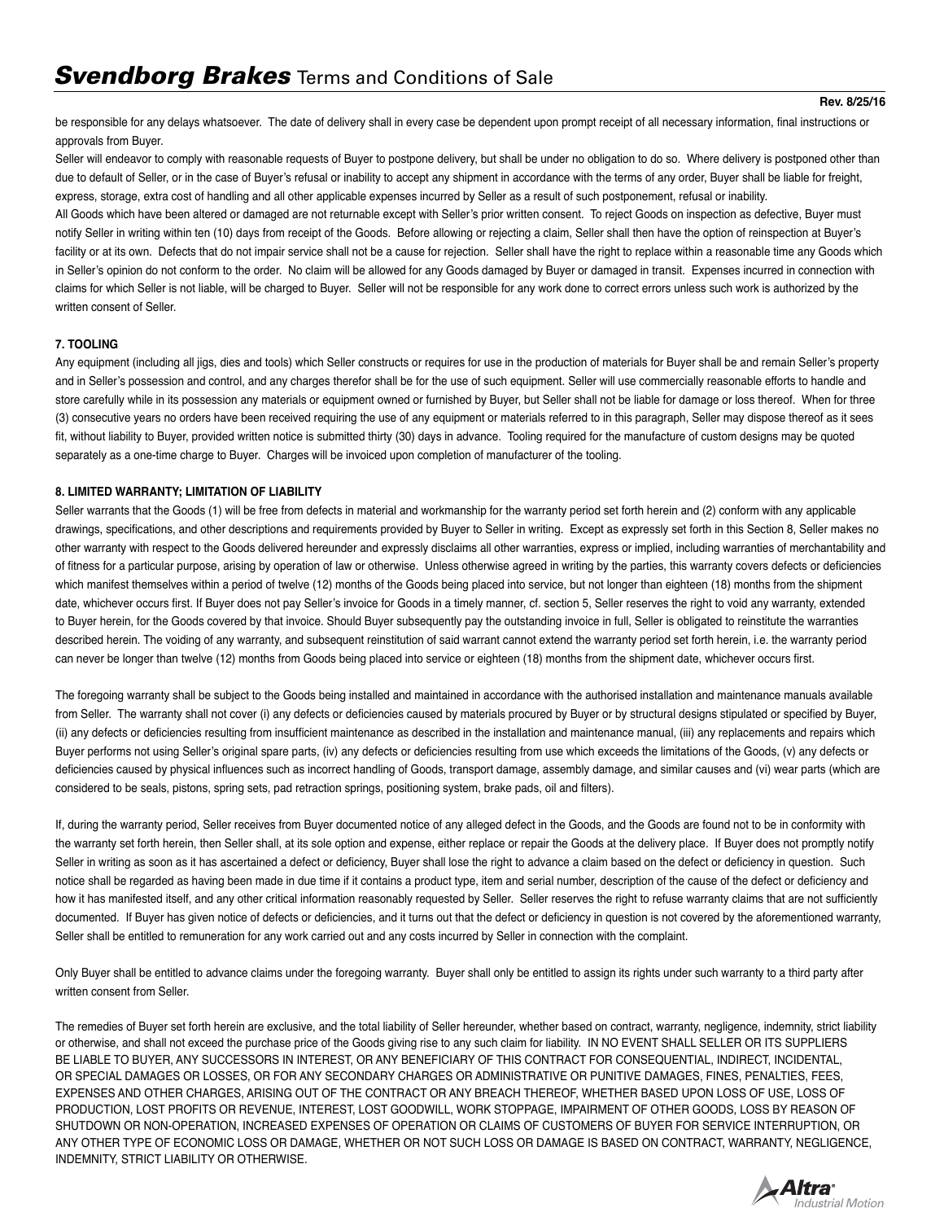be responsible for any delays whatsoever. The date of delivery shall in every case be dependent upon prompt receipt of all necessary information, final instructions or approvals from Buyer.

Seller will endeavor to comply with reasonable requests of Buyer to postpone delivery, but shall be under no obligation to do so. Where delivery is postponed other than due to default of Seller, or in the case of Buyer's refusal or inability to accept any shipment in accordance with the terms of any order, Buyer shall be liable for freight, express, storage, extra cost of handling and all other applicable expenses incurred by Seller as a result of such postponement, refusal or inability.

All Goods which have been altered or damaged are not returnable except with Seller's prior written consent. To reject Goods on inspection as defective, Buyer must notify Seller in writing within ten (10) days from receipt of the Goods. Before allowing or rejecting a claim, Seller shall then have the option of reinspection at Buyer's facility or at its own. Defects that do not impair service shall not be a cause for rejection. Seller shall have the right to replace within a reasonable time any Goods which in Seller's opinion do not conform to the order. No claim will be allowed for any Goods damaged by Buyer or damaged in transit. Expenses incurred in connection with claims for which Seller is not liable, will be charged to Buyer. Seller will not be responsible for any work done to correct errors unless such work is authorized by the written consent of Seller.

**7. TOOLING**

Any equipment (including all jigs, dies and tools) which Seller constructs or requires for use in the production of materials for Buyer shall be and remain Seller's property and in Seller's possession and control, and any charges therefor shall be for the use of such equipment. Seller will use commercially reasonable efforts to handle and store carefully while in its possession any materials or equipment owned or furnished by Buyer, but Seller shall not be liable for damage or loss thereof. When for three (3) consecutive years no orders have been received requiring the use of any equipment or materials referred to in this paragraph, Seller may dispose thereof as it sees fit, without liability to Buyer, provided written notice is submitted thirty (30) days in advance. Tooling required for the manufacture of custom designs may be quoted separately as a one-time charge to Buyer. Charges will be invoiced upon completion of manufacturer of the tooling.

**8. LIMITED WARRANTY; LIMITATION OF LIABILITY**

Seller warrants that the Goods (1) will be free from defects in material and workmanship for the warranty period set forth herein and (2) conform with any applicable drawings, specifications, and other descriptions and requirements provided by Buyer to Seller in writing. Except as expressly set forth in this Section 8, Seller makes no other warranty with respect to the Goods delivered hereunder and expressly disclaims all other warranties, express or implied, including warranties of merchantability and of fitness for a particular purpose, arising by operation of law or otherwise. Unless otherwise agreed in writing by the parties, this warranty covers defects or deficiencies which manifest themselves within a period of twelve (12) months of the Goods being placed into service, but not longer than eighteen (18) months from the shipment date, whichever occurs first. If Buyer does not pay Seller's invoice for Goods in a timely manner, cf. section 5, Seller reserves the right to void any warranty, extended to Buyer herein, for the Goods covered by that invoice. Should Buyer subsequently pay the outstanding invoice in full, Seller is obligated to reinstitute the warranties described herein. The voiding of any warranty, and subsequent reinstitution of said warrant cannot extend the warranty period set forth herein, i.e. the warranty period can never be longer than twelve (12) months from Goods being placed into service or eighteen (18) months from the shipment date, whichever occurs first.

The foregoing warranty shall be subject to the Goods being installed and maintained in accordance with the authorised installation and maintenance manuals available from Seller. The warranty shall not cover (i) any defects or deficiencies caused by materials procured by Buyer or by structural designs stipulated or specified by Buyer, (ii) any defects or deficiencies resulting from insufficient maintenance as described in the installation and maintenance manual, (iii) any replacements and repairs which Buyer performs not using Seller's original spare parts, (iv) any defects or deficiencies resulting from use which exceeds the limitations of the Goods, (v) any defects or deficiencies caused by physical influences such as incorrect handling of Goods, transport damage, assembly damage, and similar causes and (vi) wear parts (which are considered to be seals, pistons, spring sets, pad retraction springs, positioning system, brake pads, oil and filters).

If, during the warranty period, Seller receives from Buyer documented notice of any alleged defect in the Goods, and the Goods are found not to be in conformity with the warranty set forth herein, then Seller shall, at its sole option and expense, either replace or repair the Goods at the delivery place. If Buyer does not promptly notify Seller in writing as soon as it has ascertained a defect or deficiency, Buyer shall lose the right to advance a claim based on the defect or deficiency in question. Such notice shall be regarded as having been made in due time if it contains a product type, item and serial number, description of the cause of the defect or deficiency and how it has manifested itself, and any other critical information reasonably requested by Seller. Seller reserves the right to refuse warranty claims that are not sufficiently documented. If Buyer has given notice of defects or deficiencies, and it turns out that the defect or deficiency in question is not covered by the aforementioned warranty, Seller shall be entitled to remuneration for any work carried out and any costs incurred by Seller in connection with the complaint.

Only Buyer shall be entitled to advance claims under the foregoing warranty. Buyer shall only be entitled to assign its rights under such warranty to a third party after written consent from Seller.

The remedies of Buyer set forth herein are exclusive, and the total liability of Seller hereunder, whether based on contract, warranty, negligence, indemnity, strict liability or otherwise, and shall not exceed the purchase price of the Goods giving rise to any such claim for liability. IN NO EVENT SHALL SELLER OR ITS SUPPLIERS BE LIABLE TO BUYER, ANY SUCCESSORS IN INTEREST, OR ANY BENEFICIARY OF THIS CONTRACT FOR CONSEQUENTIAL, INDIRECT, INCIDENTAL, OR SPECIAL DAMAGES OR LOSSES, OR FOR ANY SECONDARY CHARGES OR ADMINISTRATIVE OR PUNITIVE DAMAGES, FINES, PENALTIES, FEES, EXPENSES AND OTHER CHARGES, ARISING OUT OF THE CONTRACT OR ANY BREACH THEREOF, WHETHER BASED UPON LOSS OF USE, LOSS OF PRODUCTION, LOST PROFITS OR REVENUE, INTEREST, LOST GOODWILL, WORK STOPPAGE, IMPAIRMENT OF OTHER GOODS, LOSS BY REASON OF SHUTDOWN OR NON-OPERATION, INCREASED EXPENSES OF OPERATION OR CLAIMS OF CUSTOMERS OF BUYER FOR SERVICE INTERRUPTION, OR ANY OTHER TYPE OF ECONOMIC LOSS OR DAMAGE, WHETHER OR NOT SUCH LOSS OR DAMAGE IS BASED ON CONTRACT, WARRANTY, NEGLIGENCE, INDEMNITY, STRICT LIABILITY OR OTHERWISE.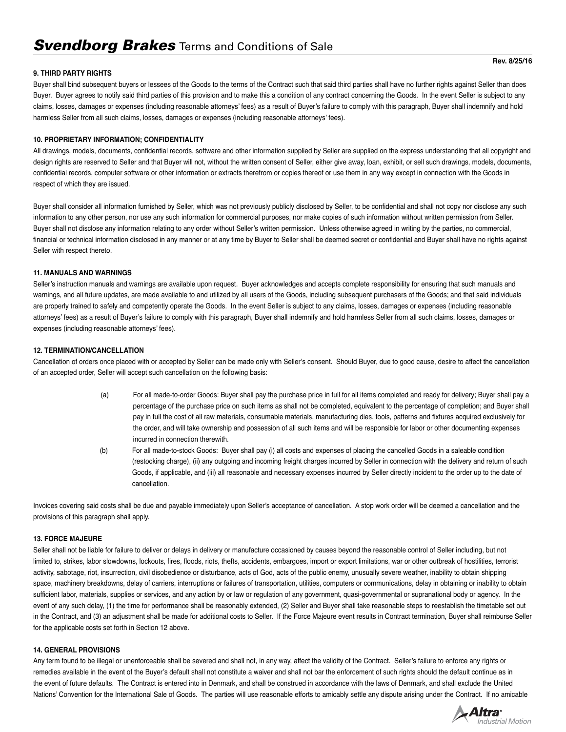**9. THIRD PARTY RIGHTS**

Buyer shall bind subsequent buyers or lessees of the Goods to the terms of the Contract such that said third parties shall have no further rights against Seller than does Buyer. Buyer agrees to notify said third parties of this provision and to make this a condition of any contract concerning the Goods. In the event Seller is subject to any claims, losses, damages or expenses (including reasonable attorneys' fees) as a result of Buyer's failure to comply with this paragraph, Buyer shall indemnify and hold harmless Seller from all such claims, losses, damages or expenses (including reasonable attorneys' fees).

**10. PROPRIETARY INFORMATION; CONFIDENTIALITY**

All drawings, models, documents, confidential records, software and other information supplied by Seller are supplied on the express understanding that all copyright and design rights are reserved to Seller and that Buyer will not, without the written consent of Seller, either give away, loan, exhibit, or sell such drawings, models, documents, confidential records, computer software or other information or extracts therefrom or copies thereof or use them in any way except in connection with the Goods in respect of which they are issued.

Buyer shall consider all information furnished by Seller, which was not previously publicly disclosed by Seller, to be confidential and shall not copy nor disclose any such information to any other person, nor use any such information for commercial purposes, nor make copies of such information without written permission from Seller. Buyer shall not disclose any information relating to any order without Seller's written permission. Unless otherwise agreed in writing by the parties, no commercial, financial or technical information disclosed in any manner or at any time by Buyer to Seller shall be deemed secret or confidential and Buyer shall have no rights against Seller with respect thereto.

**11. MANUALS AND WARNINGS**

Seller's instruction manuals and warnings are available upon request. Buyer acknowledges and accepts complete responsibility for ensuring that such manuals and warnings, and all future updates, are made available to and utilized by all users of the Goods, including subsequent purchasers of the Goods; and that said individuals are properly trained to safely and competently operate the Goods. In the event Seller is subject to any claims, losses, damages or expenses (including reasonable attorneys' fees) as a result of Buyer's failure to comply with this paragraph, Buyer shall indemnify and hold harmless Seller from all such claims, losses, damages or expenses (including reasonable attorneys' fees).

**12. TERMINATION/CANCELLATION**

Cancellation of orders once placed with or accepted by Seller can be made only with Seller's consent. Should Buyer, due to good cause, desire to affect the cancellation of an accepted order, Seller will accept such cancellation on the following basis:

(a) For all made-to-order Goods: Buyer shall pay the purchase price in full for all items completed and ready for delivery; Buyer shall pay a percentage of the purchase price on such items as shall not be completed, equivalent to the percentage of completion; and Buyer shall pay in full the cost of all raw materials, consumable materials, manufacturing dies, tools, patterns and fixtures acquired exclusively for the order, and will take ownership and possession of all such items and will be responsible for labor or other documenting expenses incurred in connection therewith.

(b) For all made-to-stock Goods: Buyer shall pay (i) all costs and expenses of placing the cancelled Goods in a saleable condition (restocking charge), (ii) any outgoing and incoming freight charges incurred by Seller in connection with the delivery and return of such Goods, if applicable, and (iii) all reasonable and necessary expenses incurred by Seller directly incident to the order up to the date of cancellation.

Invoices covering said costs shall be due and payable immediately upon Seller's acceptance of cancellation. A stop work order will be deemed a cancellation and the provisions of this paragraph shall apply.

**13. FORCE MAJEURE**

Seller shall not be liable for failure to deliver or delays in delivery or manufacture occasioned by causes beyond the reasonable control of Seller including, but not limited to, strikes, labor slowdowns, lockouts, fires, floods, riots, thefts, accidents, embargoes, import or export limitations, war or other outbreak of hostilities, terrorist activity, sabotage, riot, insurrection, civil disobedience or disturbance, acts of God, acts of the public enemy, unusually severe weather, inability to obtain shipping space, machinery breakdowns, delay of carriers, interruptions or failures of transportation, utilities, computers or communications, delay in obtaining or inability to obtain sufficient labor, materials, supplies or services, and any action by or law or regulation of any government, quasi-governmental or supranational body or agency. In the event of any such delay, (1) the time for performance shall be reasonably extended, (2) Seller and Buyer shall take reasonable steps to reestablish the timetable set out in the Contract, and (3) an adjustment shall be made for additional costs to Seller. If the Force Majeure event results in Contract termination, Buyer shall reimburse Seller for the applicable costs set forth in Section 12 above.

**14. GENERAL PROVISIONS**

Any term found to be illegal or unenforceable shall be severed and shall not, in any way, affect the validity of the Contract. Seller's failure to enforce any rights or remedies available in the event of the Buyer's default shall not constitute a waiver and shall not bar the enforcement of such rights should the default continue as in the event of future defaults. The Contract is entered into in Denmark, and shall be construed in accordance with the laws of Denmark, and shall exclude the United Nations' Convention for the International Sale of Goods. The parties will use reasonable efforts to amicably settle any dispute arising under the Contract. If no amicable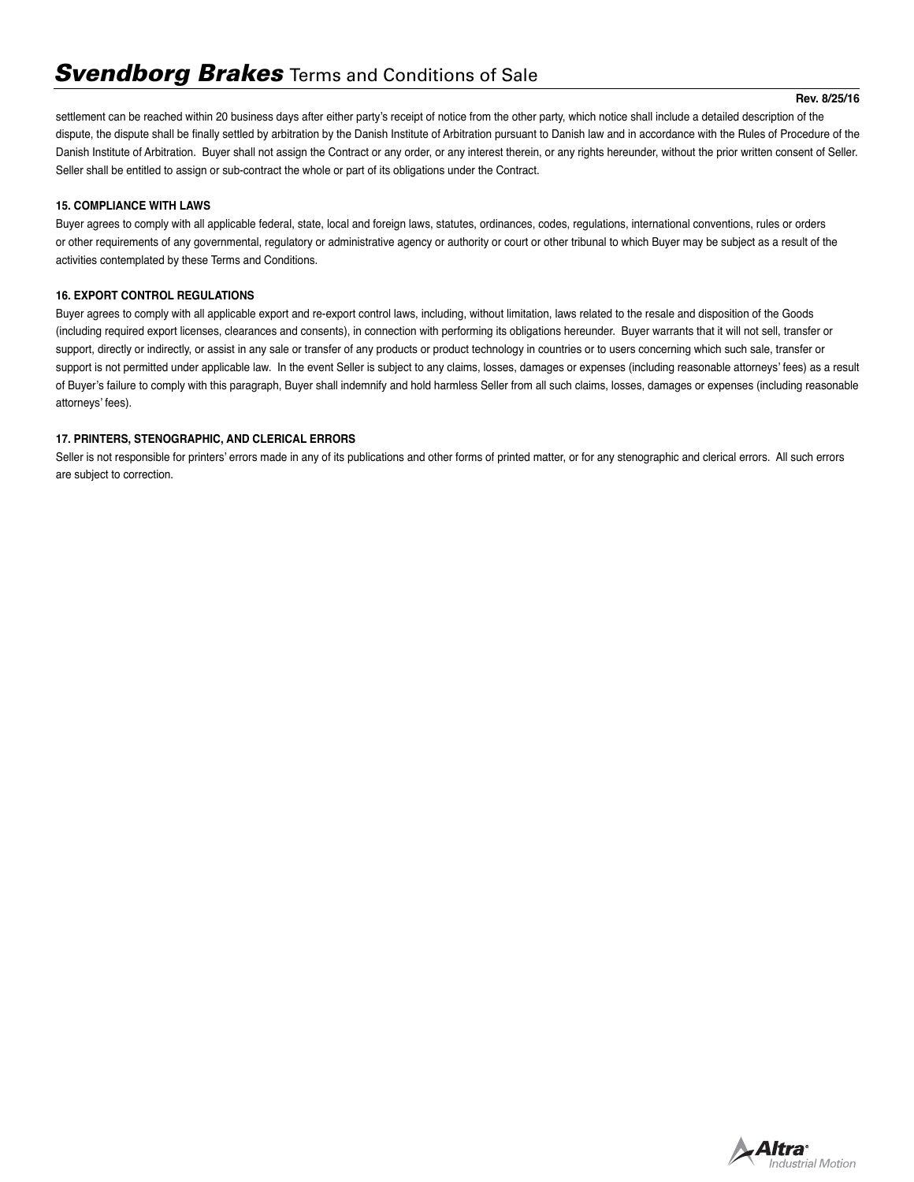settlement can be reached within 20 business days after either party's receipt of notice from the other party, which notice shall include a detailed description of the dispute, the dispute shall be finally settled by arbitration by the Danish Institute of Arbitration pursuant to Danish law and in accordance with the Rules of Procedure of the Danish Institute of Arbitration. Buyer shall not assign the Contract or any order, or any interest therein, or any rights hereunder, without the prior written consent of Seller. Seller shall be entitled to assign or sub-contract the whole or part of its obligations under the Contract.

**15. COMPLIANCE WITH LAWS**

Buyer agrees to comply with all applicable federal, state, local and foreign laws, statutes, ordinances, codes, regulations, international conventions, rules or orders or other requirements of any governmental, regulatory or administrative agency or authority or court or other tribunal to which Buyer may be subject as a result of the activities contemplated by these Terms and Conditions.

**16. EXPORT CONTROL REGULATIONS**

Buyer agrees to comply with all applicable export and re-export control laws, including, without limitation, laws related to the resale and disposition of the Goods (including required export licenses, clearances and consents), in connection with performing its obligations hereunder. Buyer warrants that it will not sell, transfer or support, directly or indirectly, or assist in any sale or transfer of any products or product technology in countries or to users concerning which such sale, transfer or support is not permitted under applicable law. In the event Seller is subject to any claims, losses, damages or expenses (including reasonable attorneys' fees) as a result of Buyer's failure to comply with this paragraph, Buyer shall indemnify and hold harmless Seller from all such claims, losses, damages or expenses (including reasonable attorneys' fees).

**17. PRINTERS, STENOGRAPHIC, AND CLERICAL ERRORS**

Seller is not responsible for printers' errors made in any of its publications and other forms of printed matter, or for any stenographic and clerical errors. All such errors are subject to correction.